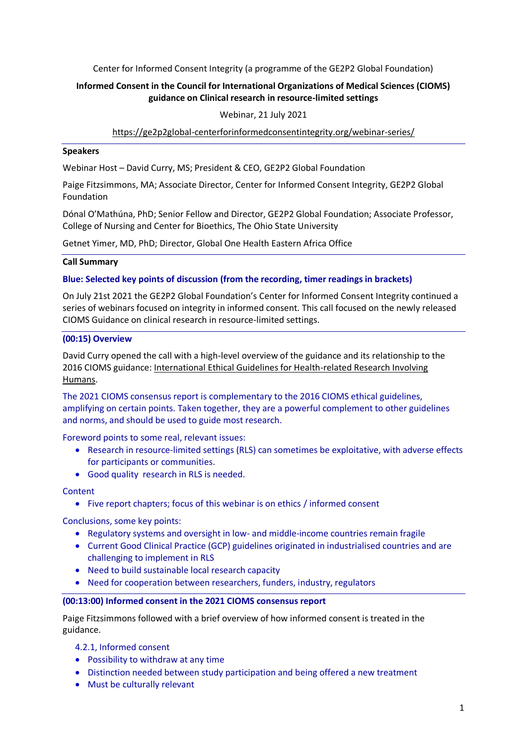Center for Informed Consent Integrity (a programme of the GE2P2 Global Foundation)

**Informed Consent in the Council for International Organizations of Medical Sciences (CIOMS) guidance on Clinical research in resource-limited settings**

Webinar, 21 July 2021

https://ge2p2global-centerforinformedconsentintegrity.org/webinar-series/

---

**Speakers**

Webinar Host – David Curry, MS; President & CEO, GE2P2 Global Foundation

Paige Fitzsimmons, MA; Associate Director, Center for Informed Consent Integrity, GE2P2 Global Foundation

Dónal O'Mathúna, PhD; Senior Fellow and Director, GE2P2 Global Foundation; Associate Professor, College of Nursing and Center for Bioethics, The Ohio State University

Getnet Yimer, MD, PhD; Director, Global One Health Eastern Africa Office

---

**Call Summary**

**Blue: Selected key points of discussion (from the recording, timer readings in brackets)**

On July 21st 2021 the GE2P2 Global Foundation's Center for Informed Consent Integrity continued a series of webinars focused on integrity in informed consent. This call focused on the newly released CIOMS Guidance on clinical research in resource-limited settings.

---

**(00:15) Overview**

David Curry opened the call with a high-level overview of the guidance and its relationship to the 2016 CIOMS guidance: International Ethical Guidelines for Health-related Research Involving Humans.

The 2021 CIOMS consensus report is complementary to the 2016 CIOMS ethical guidelines, amplifying on certain points. Taken together, they are a powerful complement to other guidelines and norms, and should be used to guide most research.

Foreword points to some real, relevant issues:

- Research in resource-limited settings (RLS) can sometimes be exploitative, with adverse effects for participants or communities.
- Good quality research in RLS is needed.

Content

- Five report chapters; focus of this webinar is on ethics / informed consent

Conclusions, some key points:

- Regulatory systems and oversight in low- and middle-income countries remain fragile
- Current Good Clinical Practice (GCP) guidelines originated in industrialised countries and are challenging to implement in RLS
- Need to build sustainable local research capacity
- Need for cooperation between researchers, funders, industry, regulators

---

**(00:13:00) Informed consent in the 2021 CIOMS consensus report**

Paige Fitzsimmons followed with a brief overview of how informed consent is treated in the guidance.

4.2.1, Informed consent

- Possibility to withdraw at any time
- Distinction needed between study participation and being offered a new treatment
- Must be culturally relevant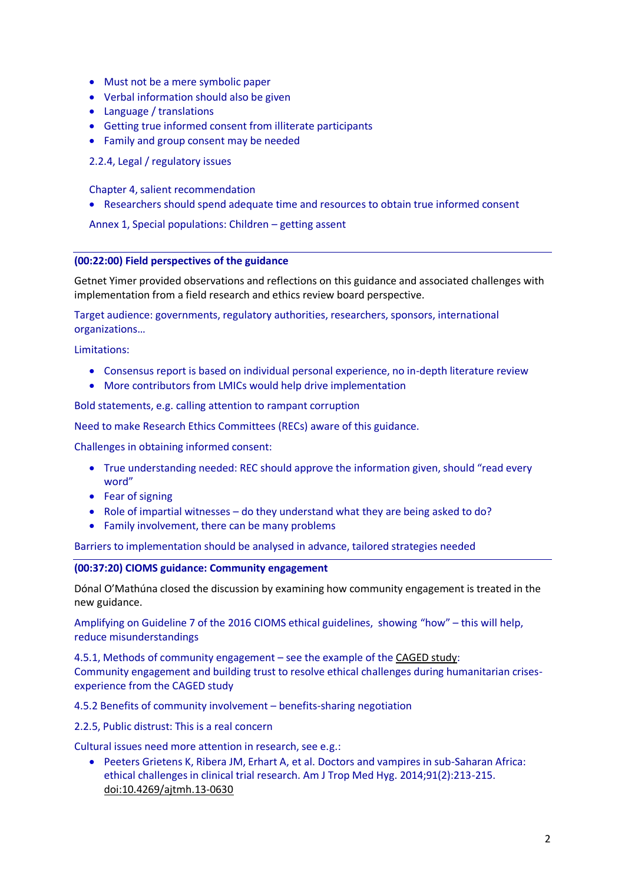- Must not be a mere symbolic paper
- Verbal information should also be given
- Language / translations
- Getting true informed consent from illiterate participants
- Family and group consent may be needed

2.2.4, Legal / regulatory issues

Chapter 4, salient recommendation

- Researchers should spend adequate time and resources to obtain true informed consent

Annex 1, Special populations: Children – getting assent

---

**(00:22:00) Field perspectives of the guidance**

Getnet Yimer provided observations and reflections on this guidance and associated challenges with implementation from a field research and ethics review board perspective.

Target audience: governments, regulatory authorities, researchers, sponsors, international organizations…

Limitations:

- Consensus report is based on individual personal experience, no in-depth literature review
- More contributors from LMICs would help drive implementation

Bold statements, e.g. calling attention to rampant corruption

Need to make Research Ethics Committees (RECs) aware of this guidance.

Challenges in obtaining informed consent:

- True understanding needed: REC should approve the information given, should "read every word"
- Fear of signing
- Role of impartial witnesses – do they understand what they are being asked to do?
- Family involvement, there can be many problems

Barriers to implementation should be analysed in advance, tailored strategies needed

---

**(00:37:20) CIOMS guidance: Community engagement**

Dónal O'Mathúna closed the discussion by examining how community engagement is treated in the new guidance.

Amplifying on Guideline 7 of the 2016 CIOMS ethical guidelines, showing "how" – this will help, reduce misunderstandings

4.5.1, Methods of community engagement – see the example of the CAGED study:
Community engagement and building trust to resolve ethical challenges during humanitarian crises-experience from the CAGED study

4.5.2 Benefits of community involvement – benefits-sharing negotiation

2.2.5, Public distrust: This is a real concern

Cultural issues need more attention in research, see e.g.:

- Peeters Grietens K, Ribera JM, Erhart A, et al. Doctors and vampires in sub-Saharan Africa: ethical challenges in clinical trial research. Am J Trop Med Hyg. 2014;91(2):213-215. doi:10.4269/ajtmh.13-0630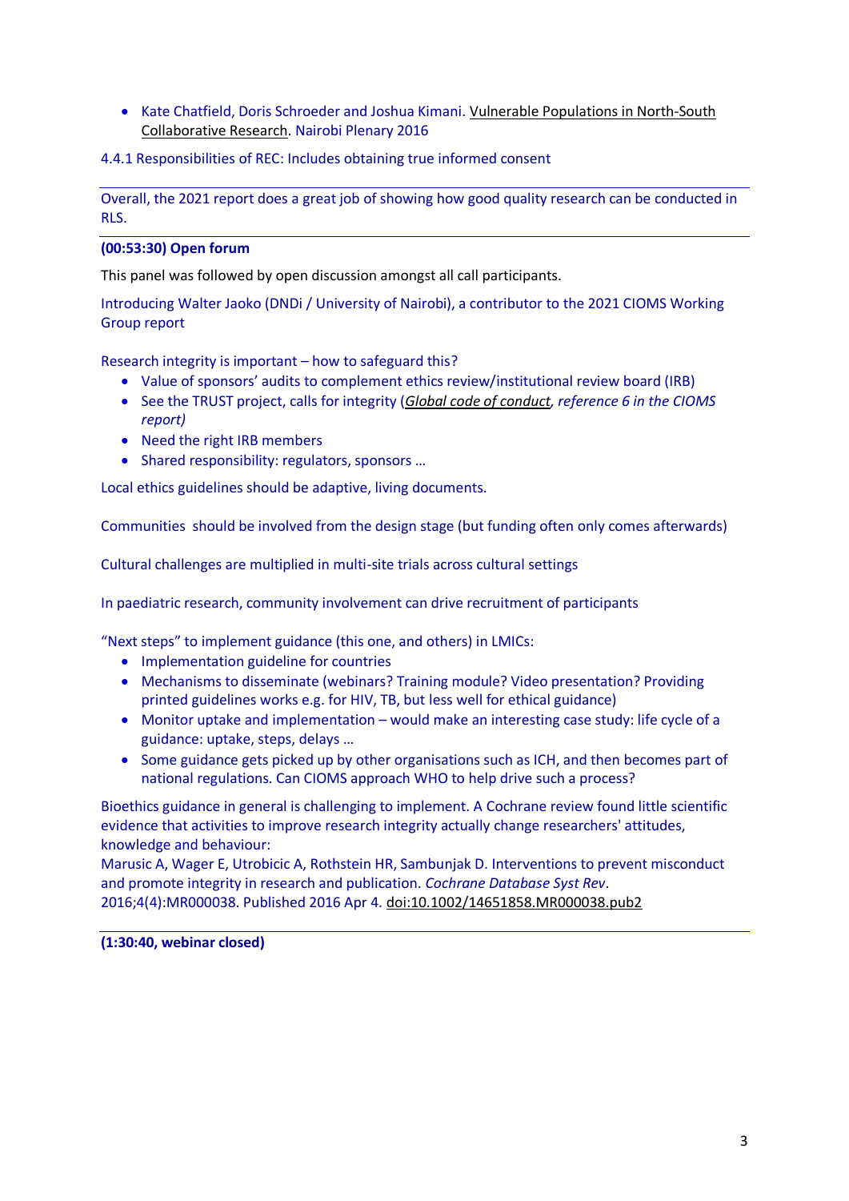- Kate Chatfield, Doris Schroeder and Joshua Kimani. Vulnerable Populations in North-South Collaborative Research. Nairobi Plenary 2016

4.4.1 Responsibilities of REC: Includes obtaining true informed consent

---

Overall, the 2021 report does a great job of showing how good quality research can be conducted in RLS.

---

**(00:53:30) Open forum**

This panel was followed by open discussion amongst all call participants.

Introducing Walter Jaoko (DNDi / University of Nairobi), a contributor to the 2021 CIOMS Working Group report

Research integrity is important – how to safeguard this?

- Value of sponsors' audits to complement ethics review/institutional review board (IRB)
- See the TRUST project, calls for integrity (*Global code of conduct, reference 6 in the CIOMS report)*
- Need the right IRB members
- Shared responsibility: regulators, sponsors …

Local ethics guidelines should be adaptive, living documents.

Communities should be involved from the design stage (but funding often only comes afterwards)

Cultural challenges are multiplied in multi-site trials across cultural settings

In paediatric research, community involvement can drive recruitment of participants

"Next steps" to implement guidance (this one, and others) in LMICs:

- Implementation guideline for countries
- Mechanisms to disseminate (webinars? Training module? Video presentation? Providing printed guidelines works e.g. for HIV, TB, but less well for ethical guidance)
- Monitor uptake and implementation – would make an interesting case study: life cycle of a guidance: uptake, steps, delays …
- Some guidance gets picked up by other organisations such as ICH, and then becomes part of national regulations. Can CIOMS approach WHO to help drive such a process?

Bioethics guidance in general is challenging to implement. A Cochrane review found little scientific evidence that activities to improve research integrity actually change researchers' attitudes, knowledge and behaviour:
Marusic A, Wager E, Utrobicic A, Rothstein HR, Sambunjak D. Interventions to prevent misconduct and promote integrity in research and publication. *Cochrane Database Syst Rev*. 2016;4(4):MR000038. Published 2016 Apr 4. doi:10.1002/14651858.MR000038.pub2

---

**(1:30:40, webinar closed)**